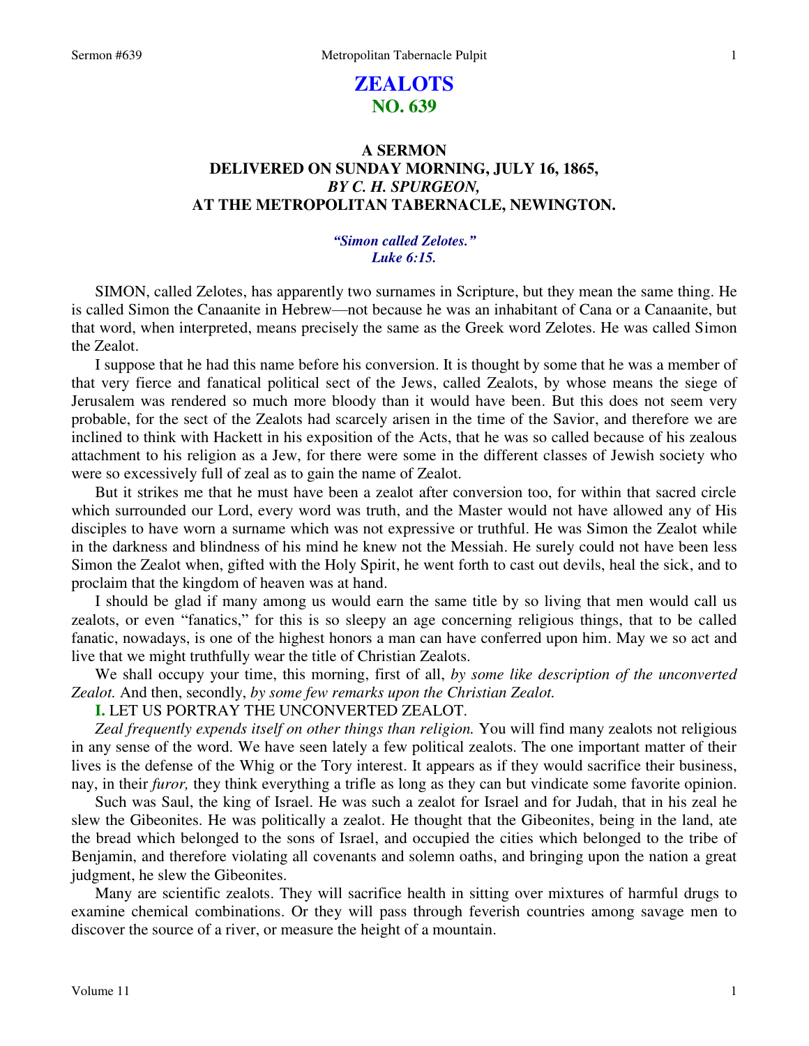# ZEALOTS
## NO. 639

### A SERMON
### DELIVERED ON SUNDAY MORNING, JULY 16, 1865,
### *BY C. H. SPURGEON,*
### AT THE METROPOLITAN TABERNACLE, NEWINGTON.

***"Simon called Zelotes."***
***Luke 6:15.***

SIMON, called Zelotes, has apparently two surnames in Scripture, but they mean the same thing. He is called Simon the Canaanite in Hebrew—not because he was an inhabitant of Cana or a Canaanite, but that word, when interpreted, means precisely the same as the Greek word Zelotes. He was called Simon the Zealot.

I suppose that he had this name before his conversion. It is thought by some that he was a member of that very fierce and fanatical political sect of the Jews, called Zealots, by whose means the siege of Jerusalem was rendered so much more bloody than it would have been. But this does not seem very probable, for the sect of the Zealots had scarcely arisen in the time of the Savior, and therefore we are inclined to think with Hackett in his exposition of the Acts, that he was so called because of his zealous attachment to his religion as a Jew, for there were some in the different classes of Jewish society who were so excessively full of zeal as to gain the name of Zealot.

But it strikes me that he must have been a zealot after conversion too, for within that sacred circle which surrounded our Lord, every word was truth, and the Master would not have allowed any of His disciples to have worn a surname which was not expressive or truthful. He was Simon the Zealot while in the darkness and blindness of his mind he knew not the Messiah. He surely could not have been less Simon the Zealot when, gifted with the Holy Spirit, he went forth to cast out devils, heal the sick, and to proclaim that the kingdom of heaven was at hand.

I should be glad if many among us would earn the same title by so living that men would call us zealots, or even "fanatics," for this is so sleepy an age concerning religious things, that to be called fanatic, nowadays, is one of the highest honors a man can have conferred upon him. May we so act and live that we might truthfully wear the title of Christian Zealots.

We shall occupy your time, this morning, first of all, *by some like description of the unconverted Zealot.* And then, secondly, *by some few remarks upon the Christian Zealot.*

**I.** LET US PORTRAY THE UNCONVERTED ZEALOT.

*Zeal frequently expends itself on other things than religion.* You will find many zealots not religious in any sense of the word. We have seen lately a few political zealots. The one important matter of their lives is the defense of the Whig or the Tory interest. It appears as if they would sacrifice their business, nay, in their *furor,* they think everything a trifle as long as they can but vindicate some favorite opinion.

Such was Saul, the king of Israel. He was such a zealot for Israel and for Judah, that in his zeal he slew the Gibeonites. He was politically a zealot. He thought that the Gibeonites, being in the land, ate the bread which belonged to the sons of Israel, and occupied the cities which belonged to the tribe of Benjamin, and therefore violating all covenants and solemn oaths, and bringing upon the nation a great judgment, he slew the Gibeonites.

Many are scientific zealots. They will sacrifice health in sitting over mixtures of harmful drugs to examine chemical combinations. Or they will pass through feverish countries among savage men to discover the source of a river, or measure the height of a mountain.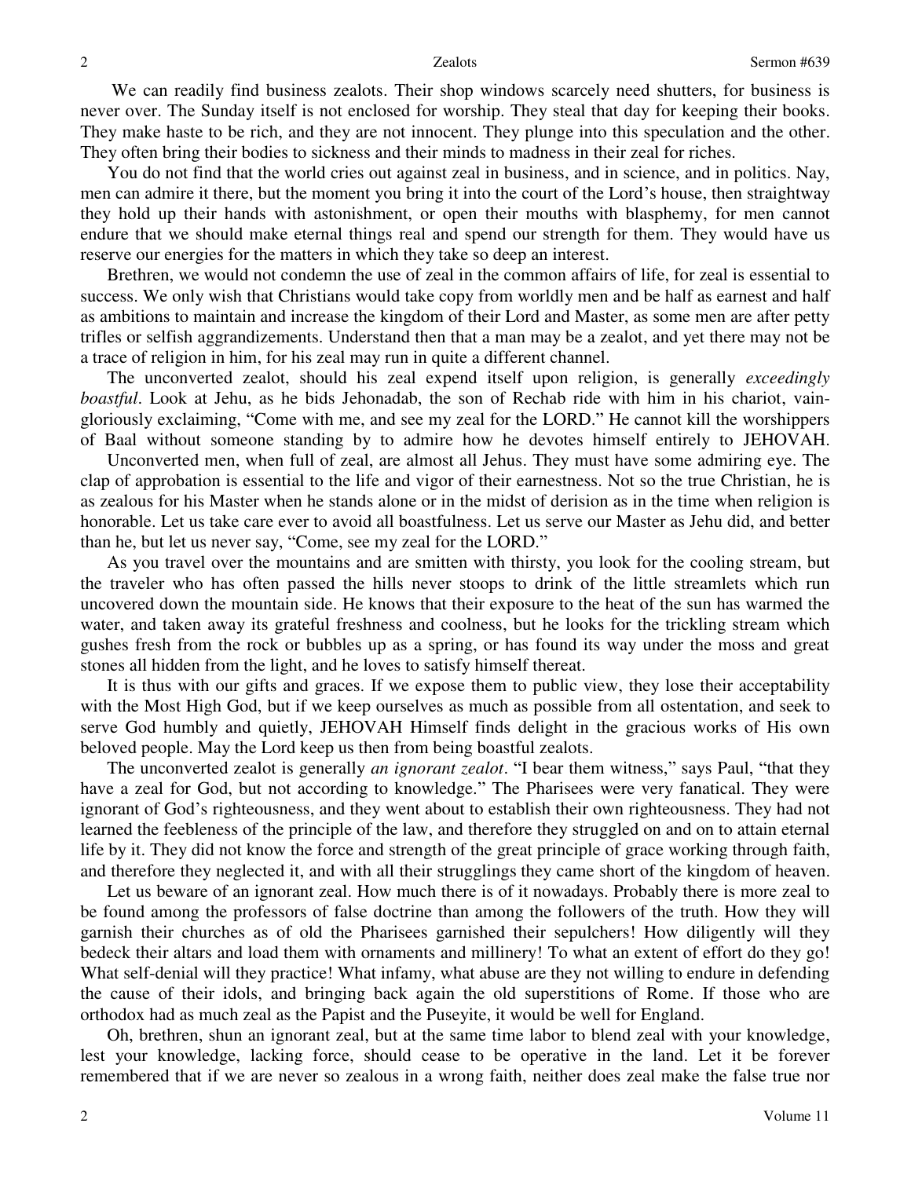We can readily find business zealots. Their shop windows scarcely need shutters, for business is never over. The Sunday itself is not enclosed for worship. They steal that day for keeping their books. They make haste to be rich, and they are not innocent. They plunge into this speculation and the other. They often bring their bodies to sickness and their minds to madness in their zeal for riches.

You do not find that the world cries out against zeal in business, and in science, and in politics. Nay, men can admire it there, but the moment you bring it into the court of the Lord's house, then straightway they hold up their hands with astonishment, or open their mouths with blasphemy, for men cannot endure that we should make eternal things real and spend our strength for them. They would have us reserve our energies for the matters in which they take so deep an interest.

Brethren, we would not condemn the use of zeal in the common affairs of life, for zeal is essential to success. We only wish that Christians would take copy from worldly men and be half as earnest and half as ambitions to maintain and increase the kingdom of their Lord and Master, as some men are after petty trifles or selfish aggrandizements. Understand then that a man may be a zealot, and yet there may not be a trace of religion in him, for his zeal may run in quite a different channel.

The unconverted zealot, should his zeal expend itself upon religion, is generally *exceedingly boastful*. Look at Jehu, as he bids Jehonadab, the son of Rechab ride with him in his chariot, vain-gloriously exclaiming, "Come with me, and see my zeal for the LORD." He cannot kill the worshippers of Baal without someone standing by to admire how he devotes himself entirely to JEHOVAH.

Unconverted men, when full of zeal, are almost all Jehus. They must have some admiring eye. The clap of approbation is essential to the life and vigor of their earnestness. Not so the true Christian, he is as zealous for his Master when he stands alone or in the midst of derision as in the time when religion is honorable. Let us take care ever to avoid all boastfulness. Let us serve our Master as Jehu did, and better than he, but let us never say, "Come, see my zeal for the LORD."

As you travel over the mountains and are smitten with thirsty, you look for the cooling stream, but the traveler who has often passed the hills never stoops to drink of the little streamlets which run uncovered down the mountain side. He knows that their exposure to the heat of the sun has warmed the water, and taken away its grateful freshness and coolness, but he looks for the trickling stream which gushes fresh from the rock or bubbles up as a spring, or has found its way under the moss and great stones all hidden from the light, and he loves to satisfy himself thereat.

It is thus with our gifts and graces. If we expose them to public view, they lose their acceptability with the Most High God, but if we keep ourselves as much as possible from all ostentation, and seek to serve God humbly and quietly, JEHOVAH Himself finds delight in the gracious works of His own beloved people. May the Lord keep us then from being boastful zealots.

The unconverted zealot is generally *an ignorant zealot*. "I bear them witness," says Paul, "that they have a zeal for God, but not according to knowledge." The Pharisees were very fanatical. They were ignorant of God's righteousness, and they went about to establish their own righteousness. They had not learned the feebleness of the principle of the law, and therefore they struggled on and on to attain eternal life by it. They did not know the force and strength of the great principle of grace working through faith, and therefore they neglected it, and with all their strugglings they came short of the kingdom of heaven.

Let us beware of an ignorant zeal. How much there is of it nowadays. Probably there is more zeal to be found among the professors of false doctrine than among the followers of the truth. How they will garnish their churches as of old the Pharisees garnished their sepulchers! How diligently will they bedeck their altars and load them with ornaments and millinery! To what an extent of effort do they go! What self-denial will they practice! What infamy, what abuse are they not willing to endure in defending the cause of their idols, and bringing back again the old superstitions of Rome. If those who are orthodox had as much zeal as the Papist and the Puseyite, it would be well for England.

Oh, brethren, shun an ignorant zeal, but at the same time labor to blend zeal with your knowledge, lest your knowledge, lacking force, should cease to be operative in the land. Let it be forever remembered that if we are never so zealous in a wrong faith, neither does zeal make the false true nor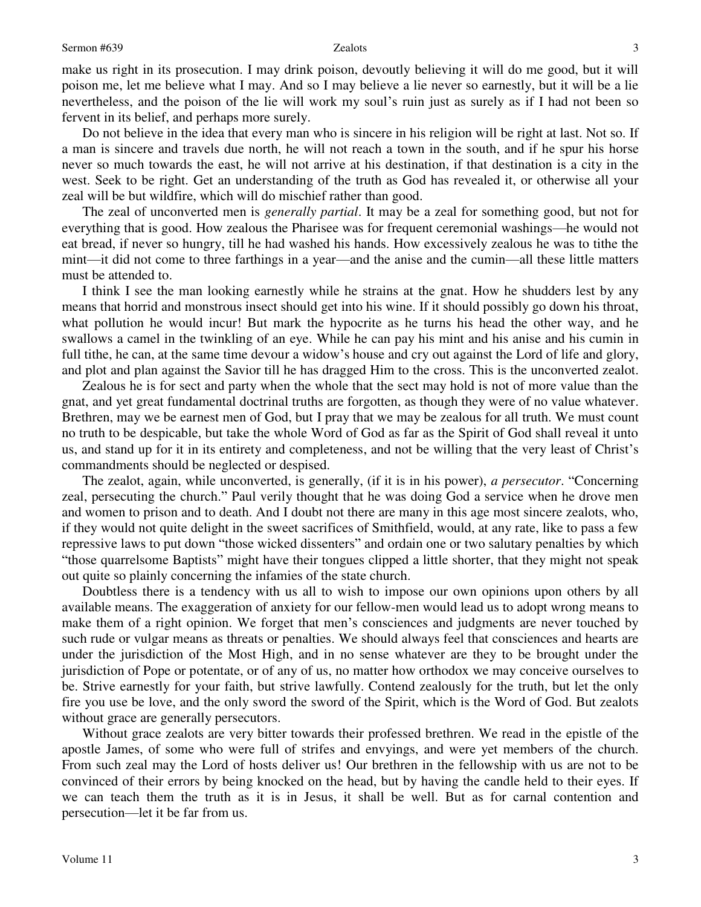make us right in its prosecution. I may drink poison, devoutly believing it will do me good, but it will poison me, let me believe what I may. And so I may believe a lie never so earnestly, but it will be a lie nevertheless, and the poison of the lie will work my soul's ruin just as surely as if I had not been so fervent in its belief, and perhaps more surely.

Do not believe in the idea that every man who is sincere in his religion will be right at last. Not so. If a man is sincere and travels due north, he will not reach a town in the south, and if he spur his horse never so much towards the east, he will not arrive at his destination, if that destination is a city in the west. Seek to be right. Get an understanding of the truth as God has revealed it, or otherwise all your zeal will be but wildfire, which will do mischief rather than good.

The zeal of unconverted men is *generally partial*. It may be a zeal for something good, but not for everything that is good. How zealous the Pharisee was for frequent ceremonial washings—he would not eat bread, if never so hungry, till he had washed his hands. How excessively zealous he was to tithe the mint—it did not come to three farthings in a year—and the anise and the cumin—all these little matters must be attended to.

I think I see the man looking earnestly while he strains at the gnat. How he shudders lest by any means that horrid and monstrous insect should get into his wine. If it should possibly go down his throat, what pollution he would incur! But mark the hypocrite as he turns his head the other way, and he swallows a camel in the twinkling of an eye. While he can pay his mint and his anise and his cumin in full tithe, he can, at the same time devour a widow's house and cry out against the Lord of life and glory, and plot and plan against the Savior till he has dragged Him to the cross. This is the unconverted zealot.

Zealous he is for sect and party when the whole that the sect may hold is not of more value than the gnat, and yet great fundamental doctrinal truths are forgotten, as though they were of no value whatever. Brethren, may we be earnest men of God, but I pray that we may be zealous for all truth. We must count no truth to be despicable, but take the whole Word of God as far as the Spirit of God shall reveal it unto us, and stand up for it in its entirety and completeness, and not be willing that the very least of Christ's commandments should be neglected or despised.

The zealot, again, while unconverted, is generally, (if it is in his power), *a persecutor*. "Concerning zeal, persecuting the church." Paul verily thought that he was doing God a service when he drove men and women to prison and to death. And I doubt not there are many in this age most sincere zealots, who, if they would not quite delight in the sweet sacrifices of Smithfield, would, at any rate, like to pass a few repressive laws to put down "those wicked dissenters" and ordain one or two salutary penalties by which "those quarrelsome Baptists" might have their tongues clipped a little shorter, that they might not speak out quite so plainly concerning the infamies of the state church.

Doubtless there is a tendency with us all to wish to impose our own opinions upon others by all available means. The exaggeration of anxiety for our fellow-men would lead us to adopt wrong means to make them of a right opinion. We forget that men's consciences and judgments are never touched by such rude or vulgar means as threats or penalties. We should always feel that consciences and hearts are under the jurisdiction of the Most High, and in no sense whatever are they to be brought under the jurisdiction of Pope or potentate, or of any of us, no matter how orthodox we may conceive ourselves to be. Strive earnestly for your faith, but strive lawfully. Contend zealously for the truth, but let the only fire you use be love, and the only sword the sword of the Spirit, which is the Word of God. But zealots without grace are generally persecutors.

Without grace zealots are very bitter towards their professed brethren. We read in the epistle of the apostle James, of some who were full of strifes and envyings, and were yet members of the church. From such zeal may the Lord of hosts deliver us! Our brethren in the fellowship with us are not to be convinced of their errors by being knocked on the head, but by having the candle held to their eyes. If we can teach them the truth as it is in Jesus, it shall be well. But as for carnal contention and persecution—let it be far from us.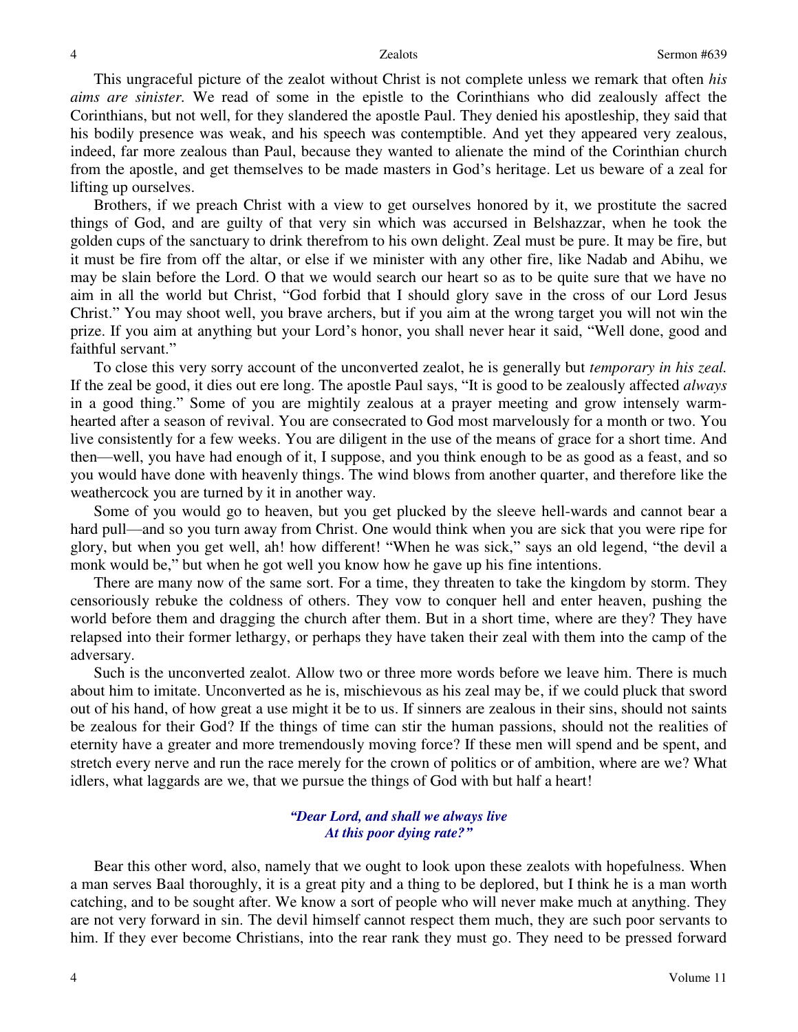This ungraceful picture of the zealot without Christ is not complete unless we remark that often *his aims are sinister.* We read of some in the epistle to the Corinthians who did zealously affect the Corinthians, but not well, for they slandered the apostle Paul. They denied his apostleship, they said that his bodily presence was weak, and his speech was contemptible. And yet they appeared very zealous, indeed, far more zealous than Paul, because they wanted to alienate the mind of the Corinthian church from the apostle, and get themselves to be made masters in God's heritage. Let us beware of a zeal for lifting up ourselves.

Brothers, if we preach Christ with a view to get ourselves honored by it, we prostitute the sacred things of God, and are guilty of that very sin which was accursed in Belshazzar, when he took the golden cups of the sanctuary to drink therefrom to his own delight. Zeal must be pure. It may be fire, but it must be fire from off the altar, or else if we minister with any other fire, like Nadab and Abihu, we may be slain before the Lord. O that we would search our heart so as to be quite sure that we have no aim in all the world but Christ, "God forbid that I should glory save in the cross of our Lord Jesus Christ." You may shoot well, you brave archers, but if you aim at the wrong target you will not win the prize. If you aim at anything but your Lord's honor, you shall never hear it said, "Well done, good and faithful servant."

To close this very sorry account of the unconverted zealot, he is generally but *temporary in his zeal.* If the zeal be good, it dies out ere long. The apostle Paul says, "It is good to be zealously affected *always* in a good thing." Some of you are mightily zealous at a prayer meeting and grow intensely warm-hearted after a season of revival. You are consecrated to God most marvelously for a month or two. You live consistently for a few weeks. You are diligent in the use of the means of grace for a short time. And then—well, you have had enough of it, I suppose, and you think enough to be as good as a feast, and so you would have done with heavenly things. The wind blows from another quarter, and therefore like the weathercock you are turned by it in another way.

Some of you would go to heaven, but you get plucked by the sleeve hell-wards and cannot bear a hard pull—and so you turn away from Christ. One would think when you are sick that you were ripe for glory, but when you get well, ah! how different! "When he was sick," says an old legend, "the devil a monk would be," but when he got well you know how he gave up his fine intentions.

There are many now of the same sort. For a time, they threaten to take the kingdom by storm. They censoriously rebuke the coldness of others. They vow to conquer hell and enter heaven, pushing the world before them and dragging the church after them. But in a short time, where are they? They have relapsed into their former lethargy, or perhaps they have taken their zeal with them into the camp of the adversary.

Such is the unconverted zealot. Allow two or three more words before we leave him. There is much about him to imitate. Unconverted as he is, mischievous as his zeal may be, if we could pluck that sword out of his hand, of how great a use might it be to us. If sinners are zealous in their sins, should not saints be zealous for their God? If the things of time can stir the human passions, should not the realities of eternity have a greater and more tremendously moving force? If these men will spend and be spent, and stretch every nerve and run the race merely for the crown of politics or of ambition, where are we? What idlers, what laggards are we, that we pursue the things of God with but half a heart!

> ***"Dear Lord, and shall we always live***
> ***At this poor dying rate?"***

Bear this other word, also, namely that we ought to look upon these zealots with hopefulness. When a man serves Baal thoroughly, it is a great pity and a thing to be deplored, but I think he is a man worth catching, and to be sought after. We know a sort of people who will never make much at anything. They are not very forward in sin. The devil himself cannot respect them much, they are such poor servants to him. If they ever become Christians, into the rear rank they must go. They need to be pressed forward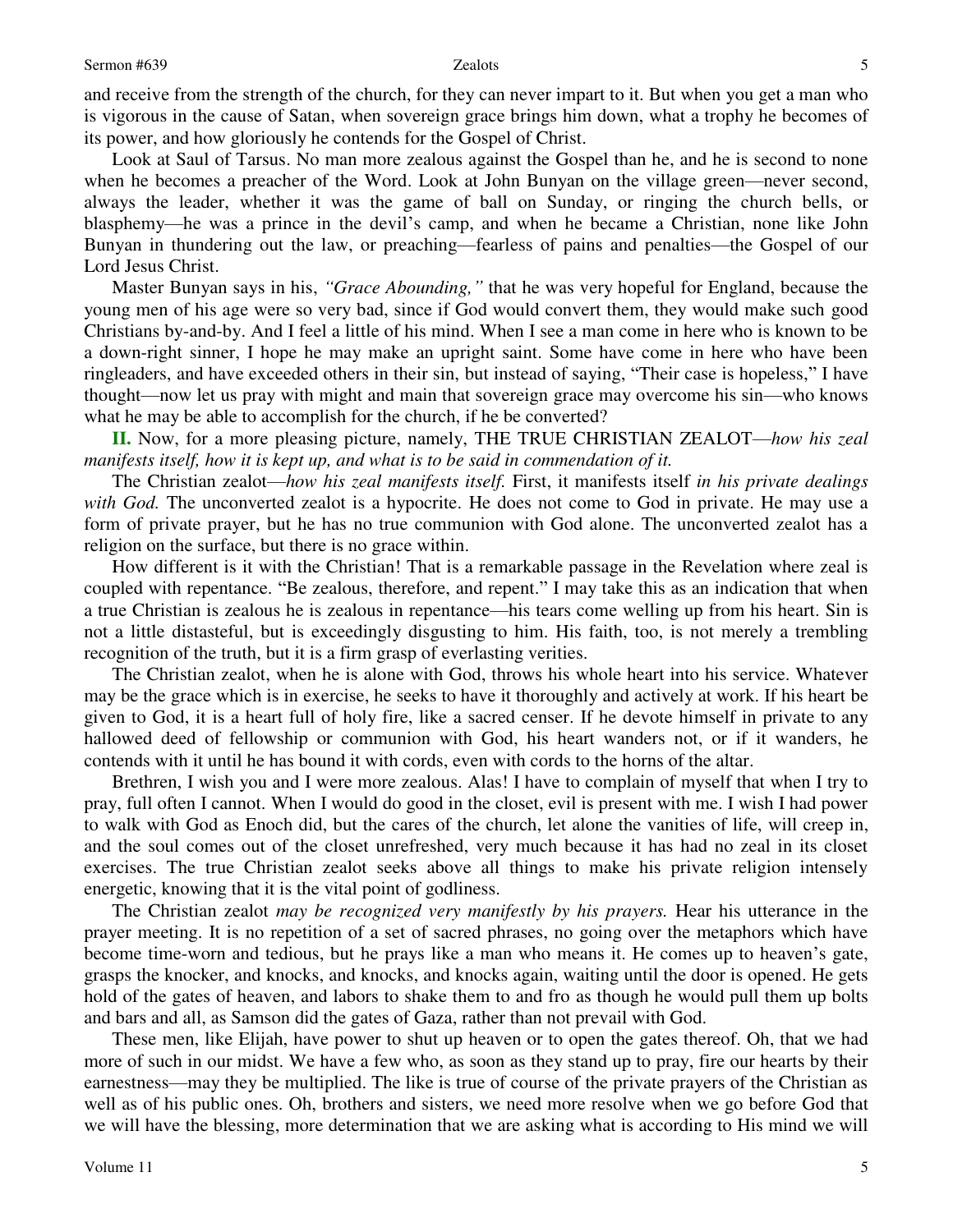and receive from the strength of the church, for they can never impart to it. But when you get a man who is vigorous in the cause of Satan, when sovereign grace brings him down, what a trophy he becomes of its power, and how gloriously he contends for the Gospel of Christ.

Look at Saul of Tarsus. No man more zealous against the Gospel than he, and he is second to none when he becomes a preacher of the Word. Look at John Bunyan on the village green—never second, always the leader, whether it was the game of ball on Sunday, or ringing the church bells, or blasphemy—he was a prince in the devil's camp, and when he became a Christian, none like John Bunyan in thundering out the law, or preaching—fearless of pains and penalties—the Gospel of our Lord Jesus Christ.

Master Bunyan says in his, *"Grace Abounding,"* that he was very hopeful for England, because the young men of his age were so very bad, since if God would convert them, they would make such good Christians by-and-by. And I feel a little of his mind. When I see a man come in here who is known to be a down-right sinner, I hope he may make an upright saint. Some have come in here who have been ringleaders, and have exceeded others in their sin, but instead of saying, "Their case is hopeless," I have thought—now let us pray with might and main that sovereign grace may overcome his sin—who knows what he may be able to accomplish for the church, if he be converted?

**II.** Now, for a more pleasing picture, namely, THE TRUE CHRISTIAN ZEALOT—*how his zeal manifests itself, how it is kept up, and what is to be said in commendation of it.*

The Christian zealot—*how his zeal manifests itself.* First, it manifests itself *in his private dealings with God.* The unconverted zealot is a hypocrite. He does not come to God in private. He may use a form of private prayer, but he has no true communion with God alone. The unconverted zealot has a religion on the surface, but there is no grace within.

How different is it with the Christian! That is a remarkable passage in the Revelation where zeal is coupled with repentance. "Be zealous, therefore, and repent." I may take this as an indication that when a true Christian is zealous he is zealous in repentance—his tears come welling up from his heart. Sin is not a little distasteful, but is exceedingly disgusting to him. His faith, too, is not merely a trembling recognition of the truth, but it is a firm grasp of everlasting verities.

The Christian zealot, when he is alone with God, throws his whole heart into his service. Whatever may be the grace which is in exercise, he seeks to have it thoroughly and actively at work. If his heart be given to God, it is a heart full of holy fire, like a sacred censer. If he devote himself in private to any hallowed deed of fellowship or communion with God, his heart wanders not, or if it wanders, he contends with it until he has bound it with cords, even with cords to the horns of the altar.

Brethren, I wish you and I were more zealous. Alas! I have to complain of myself that when I try to pray, full often I cannot. When I would do good in the closet, evil is present with me. I wish I had power to walk with God as Enoch did, but the cares of the church, let alone the vanities of life, will creep in, and the soul comes out of the closet unrefreshed, very much because it has had no zeal in its closet exercises. The true Christian zealot seeks above all things to make his private religion intensely energetic, knowing that it is the vital point of godliness.

The Christian zealot *may be recognized very manifestly by his prayers.* Hear his utterance in the prayer meeting. It is no repetition of a set of sacred phrases, no going over the metaphors which have become time-worn and tedious, but he prays like a man who means it. He comes up to heaven's gate, grasps the knocker, and knocks, and knocks, and knocks again, waiting until the door is opened. He gets hold of the gates of heaven, and labors to shake them to and fro as though he would pull them up bolts and bars and all, as Samson did the gates of Gaza, rather than not prevail with God.

These men, like Elijah, have power to shut up heaven or to open the gates thereof. Oh, that we had more of such in our midst. We have a few who, as soon as they stand up to pray, fire our hearts by their earnestness—may they be multiplied. The like is true of course of the private prayers of the Christian as well as of his public ones. Oh, brothers and sisters, we need more resolve when we go before God that we will have the blessing, more determination that we are asking what is according to His mind we will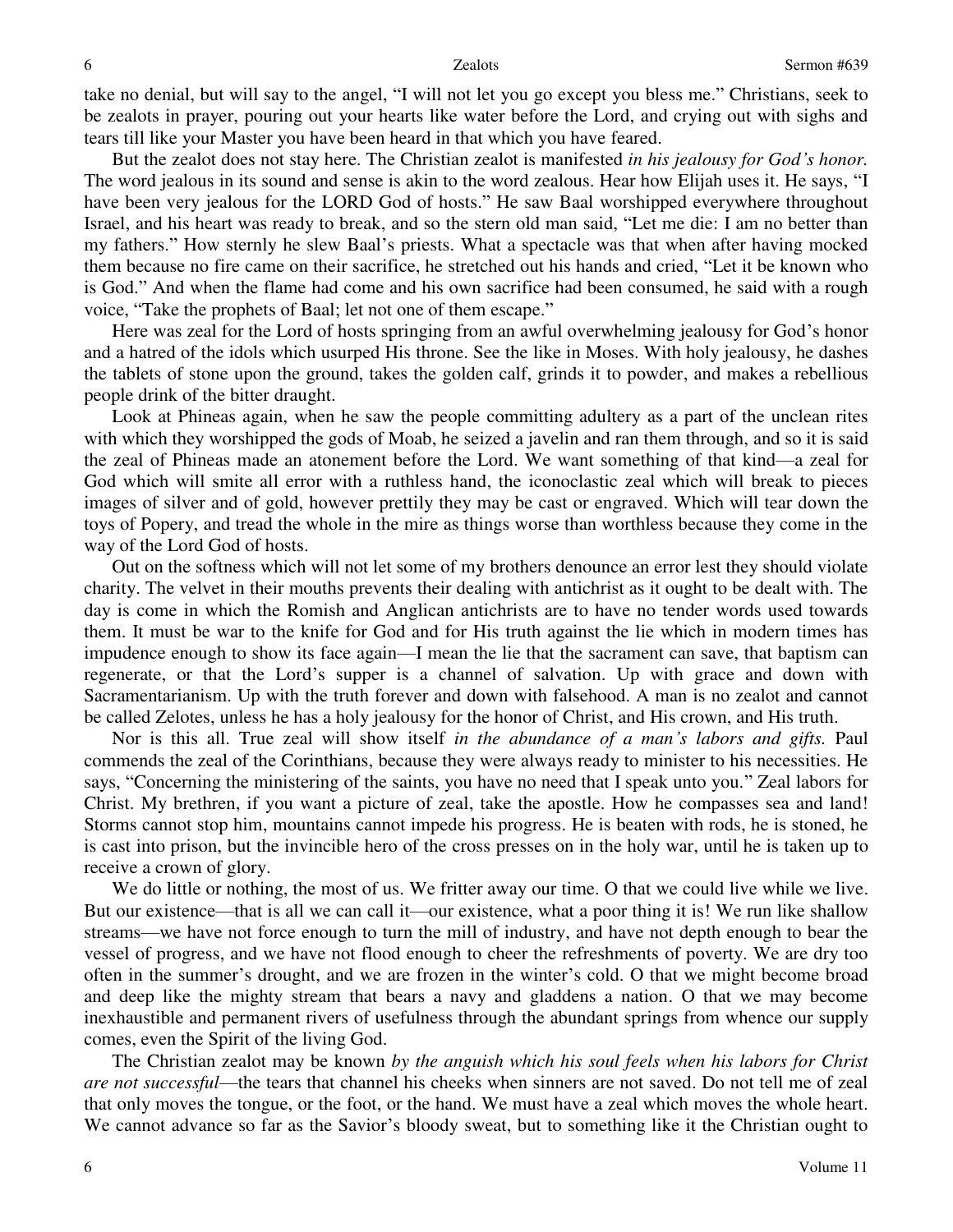take no denial, but will say to the angel, "I will not let you go except you bless me." Christians, seek to be zealots in prayer, pouring out your hearts like water before the Lord, and crying out with sighs and tears till like your Master you have been heard in that which you have feared.

But the zealot does not stay here. The Christian zealot is manifested *in his jealousy for God's honor.* The word jealous in its sound and sense is akin to the word zealous. Hear how Elijah uses it. He says, "I have been very jealous for the LORD God of hosts." He saw Baal worshipped everywhere throughout Israel, and his heart was ready to break, and so the stern old man said, "Let me die: I am no better than my fathers." How sternly he slew Baal's priests. What a spectacle was that when after having mocked them because no fire came on their sacrifice, he stretched out his hands and cried, "Let it be known who is God." And when the flame had come and his own sacrifice had been consumed, he said with a rough voice, "Take the prophets of Baal; let not one of them escape."

Here was zeal for the Lord of hosts springing from an awful overwhelming jealousy for God's honor and a hatred of the idols which usurped His throne. See the like in Moses. With holy jealousy, he dashes the tablets of stone upon the ground, takes the golden calf, grinds it to powder, and makes a rebellious people drink of the bitter draught.

Look at Phineas again, when he saw the people committing adultery as a part of the unclean rites with which they worshipped the gods of Moab, he seized a javelin and ran them through, and so it is said the zeal of Phineas made an atonement before the Lord. We want something of that kind—a zeal for God which will smite all error with a ruthless hand, the iconoclastic zeal which will break to pieces images of silver and of gold, however prettily they may be cast or engraved. Which will tear down the toys of Popery, and tread the whole in the mire as things worse than worthless because they come in the way of the Lord God of hosts.

Out on the softness which will not let some of my brothers denounce an error lest they should violate charity. The velvet in their mouths prevents their dealing with antichrist as it ought to be dealt with. The day is come in which the Romish and Anglican antichrists are to have no tender words used towards them. It must be war to the knife for God and for His truth against the lie which in modern times has impudence enough to show its face again—I mean the lie that the sacrament can save, that baptism can regenerate, or that the Lord's supper is a channel of salvation. Up with grace and down with Sacramentarianism. Up with the truth forever and down with falsehood. A man is no zealot and cannot be called Zelotes, unless he has a holy jealousy for the honor of Christ, and His crown, and His truth.

Nor is this all. True zeal will show itself *in the abundance of a man's labors and gifts.* Paul commends the zeal of the Corinthians, because they were always ready to minister to his necessities. He says, "Concerning the ministering of the saints, you have no need that I speak unto you." Zeal labors for Christ. My brethren, if you want a picture of zeal, take the apostle. How he compasses sea and land! Storms cannot stop him, mountains cannot impede his progress. He is beaten with rods, he is stoned, he is cast into prison, but the invincible hero of the cross presses on in the holy war, until he is taken up to receive a crown of glory.

We do little or nothing, the most of us. We fritter away our time. O that we could live while we live. But our existence—that is all we can call it—our existence, what a poor thing it is! We run like shallow streams—we have not force enough to turn the mill of industry, and have not depth enough to bear the vessel of progress, and we have not flood enough to cheer the refreshments of poverty. We are dry too often in the summer's drought, and we are frozen in the winter's cold. O that we might become broad and deep like the mighty stream that bears a navy and gladdens a nation. O that we may become inexhaustible and permanent rivers of usefulness through the abundant springs from whence our supply comes, even the Spirit of the living God.

The Christian zealot may be known *by the anguish which his soul feels when his labors for Christ are not successful*—the tears that channel his cheeks when sinners are not saved. Do not tell me of zeal that only moves the tongue, or the foot, or the hand. We must have a zeal which moves the whole heart. We cannot advance so far as the Savior's bloody sweat, but to something like it the Christian ought to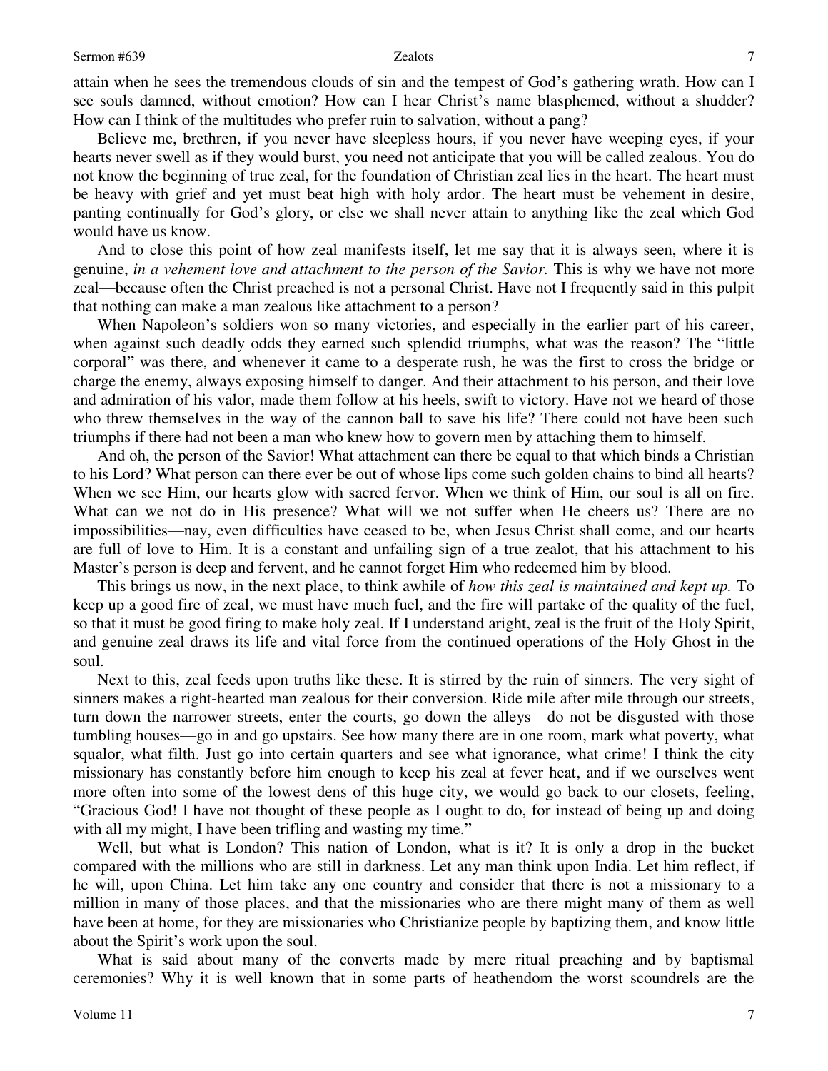attain when he sees the tremendous clouds of sin and the tempest of God's gathering wrath. How can I see souls damned, without emotion? How can I hear Christ's name blasphemed, without a shudder? How can I think of the multitudes who prefer ruin to salvation, without a pang?

Believe me, brethren, if you never have sleepless hours, if you never have weeping eyes, if your hearts never swell as if they would burst, you need not anticipate that you will be called zealous. You do not know the beginning of true zeal, for the foundation of Christian zeal lies in the heart. The heart must be heavy with grief and yet must beat high with holy ardor. The heart must be vehement in desire, panting continually for God's glory, or else we shall never attain to anything like the zeal which God would have us know.

And to close this point of how zeal manifests itself, let me say that it is always seen, where it is genuine, *in a vehement love and attachment to the person of the Savior.* This is why we have not more zeal—because often the Christ preached is not a personal Christ. Have not I frequently said in this pulpit that nothing can make a man zealous like attachment to a person?

When Napoleon's soldiers won so many victories, and especially in the earlier part of his career, when against such deadly odds they earned such splendid triumphs, what was the reason? The "little corporal" was there, and whenever it came to a desperate rush, he was the first to cross the bridge or charge the enemy, always exposing himself to danger. And their attachment to his person, and their love and admiration of his valor, made them follow at his heels, swift to victory. Have not we heard of those who threw themselves in the way of the cannon ball to save his life? There could not have been such triumphs if there had not been a man who knew how to govern men by attaching them to himself.

And oh, the person of the Savior! What attachment can there be equal to that which binds a Christian to his Lord? What person can there ever be out of whose lips come such golden chains to bind all hearts? When we see Him, our hearts glow with sacred fervor. When we think of Him, our soul is all on fire. What can we not do in His presence? What will we not suffer when He cheers us? There are no impossibilities—nay, even difficulties have ceased to be, when Jesus Christ shall come, and our hearts are full of love to Him. It is a constant and unfailing sign of a true zealot, that his attachment to his Master's person is deep and fervent, and he cannot forget Him who redeemed him by blood.

This brings us now, in the next place, to think awhile of *how this zeal is maintained and kept up.* To keep up a good fire of zeal, we must have much fuel, and the fire will partake of the quality of the fuel, so that it must be good firing to make holy zeal. If I understand aright, zeal is the fruit of the Holy Spirit, and genuine zeal draws its life and vital force from the continued operations of the Holy Ghost in the soul.

Next to this, zeal feeds upon truths like these. It is stirred by the ruin of sinners. The very sight of sinners makes a right-hearted man zealous for their conversion. Ride mile after mile through our streets, turn down the narrower streets, enter the courts, go down the alleys—do not be disgusted with those tumbling houses—go in and go upstairs. See how many there are in one room, mark what poverty, what squalor, what filth. Just go into certain quarters and see what ignorance, what crime! I think the city missionary has constantly before him enough to keep his zeal at fever heat, and if we ourselves went more often into some of the lowest dens of this huge city, we would go back to our closets, feeling, "Gracious God! I have not thought of these people as I ought to do, for instead of being up and doing with all my might, I have been trifling and wasting my time."

Well, but what is London? This nation of London, what is it? It is only a drop in the bucket compared with the millions who are still in darkness. Let any man think upon India. Let him reflect, if he will, upon China. Let him take any one country and consider that there is not a missionary to a million in many of those places, and that the missionaries who are there might many of them as well have been at home, for they are missionaries who Christianize people by baptizing them, and know little about the Spirit's work upon the soul.

What is said about many of the converts made by mere ritual preaching and by baptismal ceremonies? Why it is well known that in some parts of heathendom the worst scoundrels are the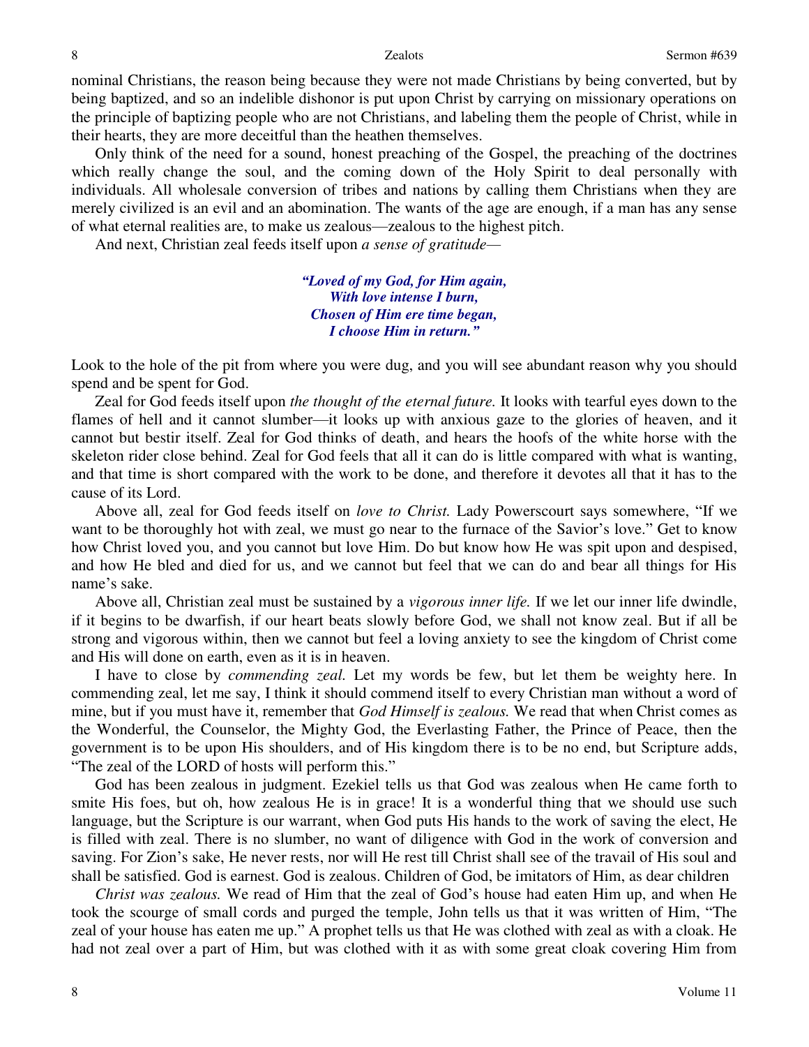nominal Christians, the reason being because they were not made Christians by being converted, but by being baptized, and so an indelible dishonor is put upon Christ by carrying on missionary operations on the principle of baptizing people who are not Christians, and labeling them the people of Christ, while in their hearts, they are more deceitful than the heathen themselves.

Only think of the need for a sound, honest preaching of the Gospel, the preaching of the doctrines which really change the soul, and the coming down of the Holy Spirit to deal personally with individuals. All wholesale conversion of tribes and nations by calling them Christians when they are merely civilized is an evil and an abomination. The wants of the age are enough, if a man has any sense of what eternal realities are, to make us zealous—zealous to the highest pitch.

And next, Christian zeal feeds itself upon *a sense of gratitude*—

> ***"Loved of my God, for Him again,***
> ***With love intense I burn,***
> ***Chosen of Him ere time began,***
> ***I choose Him in return."***

Look to the hole of the pit from where you were dug, and you will see abundant reason why you should spend and be spent for God.

Zeal for God feeds itself upon *the thought of the eternal future.* It looks with tearful eyes down to the flames of hell and it cannot slumber—it looks up with anxious gaze to the glories of heaven, and it cannot but bestir itself. Zeal for God thinks of death, and hears the hoofs of the white horse with the skeleton rider close behind. Zeal for God feels that all it can do is little compared with what is wanting, and that time is short compared with the work to be done, and therefore it devotes all that it has to the cause of its Lord.

Above all, zeal for God feeds itself on *love to Christ.* Lady Powerscourt says somewhere, "If we want to be thoroughly hot with zeal, we must go near to the furnace of the Savior's love." Get to know how Christ loved you, and you cannot but love Him. Do but know how He was spit upon and despised, and how He bled and died for us, and we cannot but feel that we can do and bear all things for His name's sake.

Above all, Christian zeal must be sustained by a *vigorous inner life.* If we let our inner life dwindle, if it begins to be dwarfish, if our heart beats slowly before God, we shall not know zeal. But if all be strong and vigorous within, then we cannot but feel a loving anxiety to see the kingdom of Christ come and His will done on earth, even as it is in heaven.

I have to close by *commending zeal.* Let my words be few, but let them be weighty here. In commending zeal, let me say, I think it should commend itself to every Christian man without a word of mine, but if you must have it, remember that *God Himself is zealous.* We read that when Christ comes as the Wonderful, the Counselor, the Mighty God, the Everlasting Father, the Prince of Peace, then the government is to be upon His shoulders, and of His kingdom there is to be no end, but Scripture adds, "The zeal of the LORD of hosts will perform this."

God has been zealous in judgment. Ezekiel tells us that God was zealous when He came forth to smite His foes, but oh, how zealous He is in grace! It is a wonderful thing that we should use such language, but the Scripture is our warrant, when God puts His hands to the work of saving the elect, He is filled with zeal. There is no slumber, no want of diligence with God in the work of conversion and saving. For Zion's sake, He never rests, nor will He rest till Christ shall see of the travail of His soul and shall be satisfied. God is earnest. God is zealous. Children of God, be imitators of Him, as dear children

*Christ was zealous.* We read of Him that the zeal of God's house had eaten Him up, and when He took the scourge of small cords and purged the temple, John tells us that it was written of Him, "The zeal of your house has eaten me up." A prophet tells us that He was clothed with zeal as with a cloak. He had not zeal over a part of Him, but was clothed with it as with some great cloak covering Him from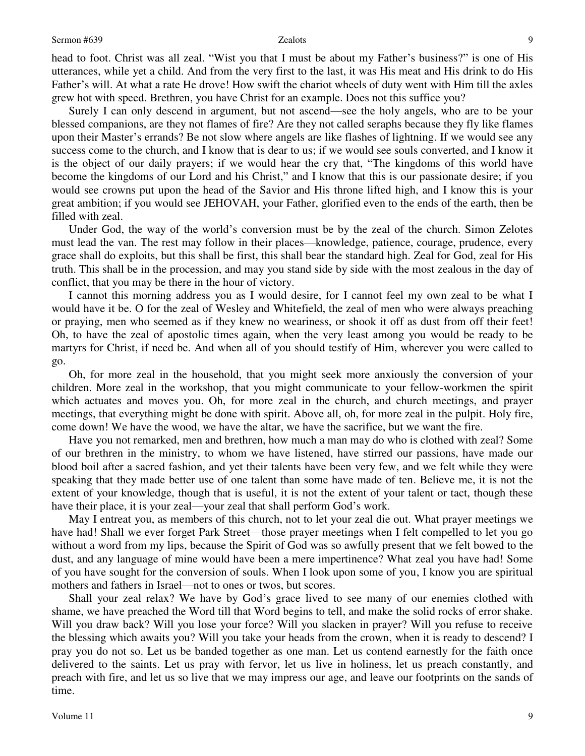head to foot. Christ was all zeal. "Wist you that I must be about my Father's business?" is one of His utterances, while yet a child. And from the very first to the last, it was His meat and His drink to do His Father's will. At what a rate He drove! How swift the chariot wheels of duty went with Him till the axles grew hot with speed. Brethren, you have Christ for an example. Does not this suffice you?

Surely I can only descend in argument, but not ascend—see the holy angels, who are to be your blessed companions, are they not flames of fire? Are they not called seraphs because they fly like flames upon their Master's errands? Be not slow where angels are like flashes of lightning. If we would see any success come to the church, and I know that is dear to us; if we would see souls converted, and I know it is the object of our daily prayers; if we would hear the cry that, "The kingdoms of this world have become the kingdoms of our Lord and his Christ," and I know that this is our passionate desire; if you would see crowns put upon the head of the Savior and His throne lifted high, and I know this is your great ambition; if you would see JEHOVAH, your Father, glorified even to the ends of the earth, then be filled with zeal.

Under God, the way of the world's conversion must be by the zeal of the church. Simon Zelotes must lead the van. The rest may follow in their places—knowledge, patience, courage, prudence, every grace shall do exploits, but this shall be first, this shall bear the standard high. Zeal for God, zeal for His truth. This shall be in the procession, and may you stand side by side with the most zealous in the day of conflict, that you may be there in the hour of victory.

I cannot this morning address you as I would desire, for I cannot feel my own zeal to be what I would have it be. O for the zeal of Wesley and Whitefield, the zeal of men who were always preaching or praying, men who seemed as if they knew no weariness, or shook it off as dust from off their feet! Oh, to have the zeal of apostolic times again, when the very least among you would be ready to be martyrs for Christ, if need be. And when all of you should testify of Him, wherever you were called to go.

Oh, for more zeal in the household, that you might seek more anxiously the conversion of your children. More zeal in the workshop, that you might communicate to your fellow-workmen the spirit which actuates and moves you. Oh, for more zeal in the church, and church meetings, and prayer meetings, that everything might be done with spirit. Above all, oh, for more zeal in the pulpit. Holy fire, come down! We have the wood, we have the altar, we have the sacrifice, but we want the fire.

Have you not remarked, men and brethren, how much a man may do who is clothed with zeal? Some of our brethren in the ministry, to whom we have listened, have stirred our passions, have made our blood boil after a sacred fashion, and yet their talents have been very few, and we felt while they were speaking that they made better use of one talent than some have made of ten. Believe me, it is not the extent of your knowledge, though that is useful, it is not the extent of your talent or tact, though these have their place, it is your zeal—your zeal that shall perform God's work.

May I entreat you, as members of this church, not to let your zeal die out. What prayer meetings we have had! Shall we ever forget Park Street—those prayer meetings when I felt compelled to let you go without a word from my lips, because the Spirit of God was so awfully present that we felt bowed to the dust, and any language of mine would have been a mere impertinence? What zeal you have had! Some of you have sought for the conversion of souls. When I look upon some of you, I know you are spiritual mothers and fathers in Israel—not to ones or twos, but scores.

Shall your zeal relax? We have by God's grace lived to see many of our enemies clothed with shame, we have preached the Word till that Word begins to tell, and make the solid rocks of error shake. Will you draw back? Will you lose your force? Will you slacken in prayer? Will you refuse to receive the blessing which awaits you? Will you take your heads from the crown, when it is ready to descend? I pray you do not so. Let us be banded together as one man. Let us contend earnestly for the faith once delivered to the saints. Let us pray with fervor, let us live in holiness, let us preach constantly, and preach with fire, and let us so live that we may impress our age, and leave our footprints on the sands of time.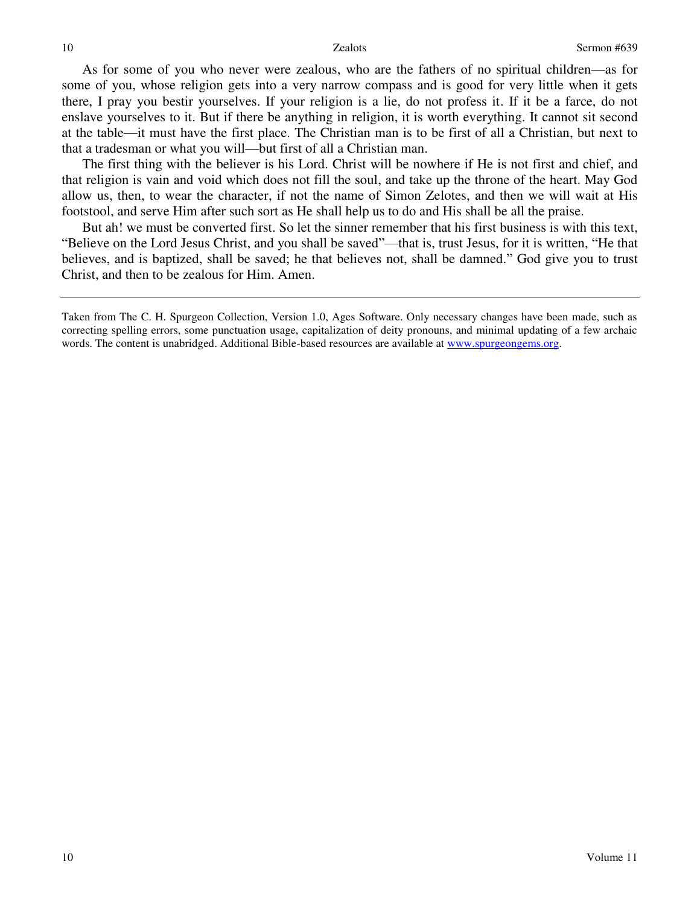As for some of you who never were zealous, who are the fathers of no spiritual children—as for some of you, whose religion gets into a very narrow compass and is good for very little when it gets there, I pray you bestir yourselves. If your religion is a lie, do not profess it. If it be a farce, do not enslave yourselves to it. But if there be anything in religion, it is worth everything. It cannot sit second at the table—it must have the first place. The Christian man is to be first of all a Christian, but next to that a tradesman or what you will—but first of all a Christian man.

The first thing with the believer is his Lord. Christ will be nowhere if He is not first and chief, and that religion is vain and void which does not fill the soul, and take up the throne of the heart. May God allow us, then, to wear the character, if not the name of Simon Zelotes, and then we will wait at His footstool, and serve Him after such sort as He shall help us to do and His shall be all the praise.

But ah! we must be converted first. So let the sinner remember that his first business is with this text, "Believe on the Lord Jesus Christ, and you shall be saved"—that is, trust Jesus, for it is written, "He that believes, and is baptized, shall be saved; he that believes not, shall be damned." God give you to trust Christ, and then to be zealous for Him. Amen.

---

Taken from The C. H. Spurgeon Collection, Version 1.0, Ages Software. Only necessary changes have been made, such as correcting spelling errors, some punctuation usage, capitalization of deity pronouns, and minimal updating of a few archaic words. The content is unabridged. Additional Bible-based resources are available at www.spurgeongems.org.